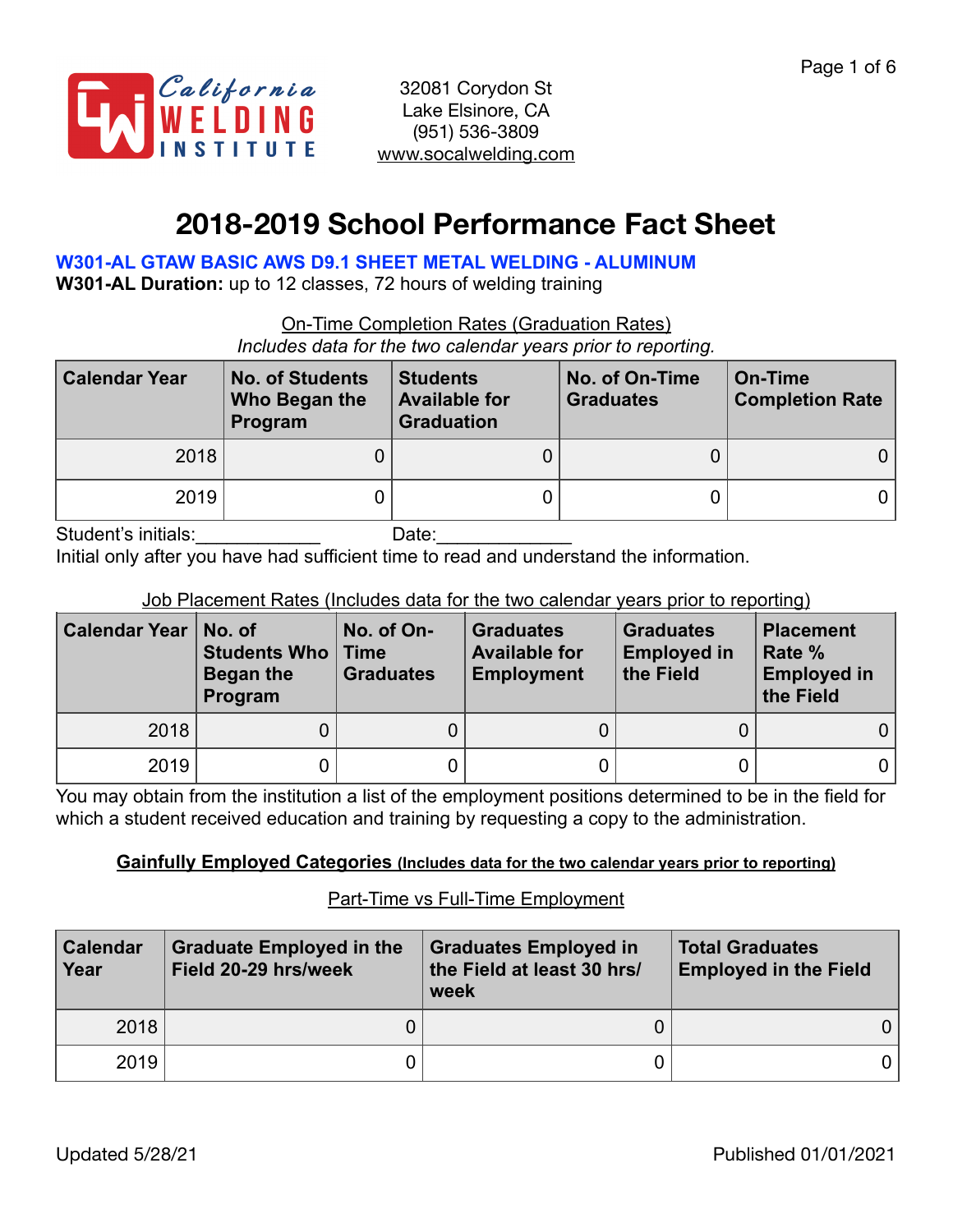California Welding Institute

32081 Corydon St
Lake Elsinore, CA
(951) 536-3809
www.socalwelding.com

# 2018-2019 School Performance Fact Sheet

**W301-AL GTAW BASIC AWS D9.1 SHEET METAL WELDING - ALUMINUM**

**W301-AL Duration:** up to 12 classes, 72 hours of welding training

On-Time Completion Rates (Graduation Rates)

*Includes data for the two calendar years prior to reporting.*

| Calendar Year | No. of Students Who Began the Program | Students Available for Graduation | No. of On-Time Graduates | On-Time Completion Rate |
|---|---|---|---|---|
| 2018 | 0 | 0 | 0 | 0 |
| 2019 | 0 | 0 | 0 | 0 |

Student's initials:____________ Date:_____________

Initial only after you have had sufficient time to read and understand the information.

Job Placement Rates (Includes data for the two calendar years prior to reporting)

| Calendar Year | No. of Students Who Began the Program | No. of On-Time Graduates | Graduates Available for Employment | Graduates Employed in the Field | Placement Rate % Employed in the Field |
|---|---|---|---|---|---|
| 2018 | 0 | 0 | 0 | 0 | 0 |
| 2019 | 0 | 0 | 0 | 0 | 0 |

You may obtain from the institution a list of the employment positions determined to be in the field for which a student received education and training by requesting a copy to the administration.

**Gainfully Employed Categories (Includes data for the two calendar years prior to reporting)**

Part-Time vs Full-Time Employment

| Calendar Year | Graduate Employed in the Field 20-29 hrs/week | Graduates Employed in the Field at least 30 hrs/week | Total Graduates Employed in the Field |
|---|---|---|---|
| 2018 | 0 | 0 | 0 |
| 2019 | 0 | 0 | 0 |

Updated 5/28/21

Published 01/01/2021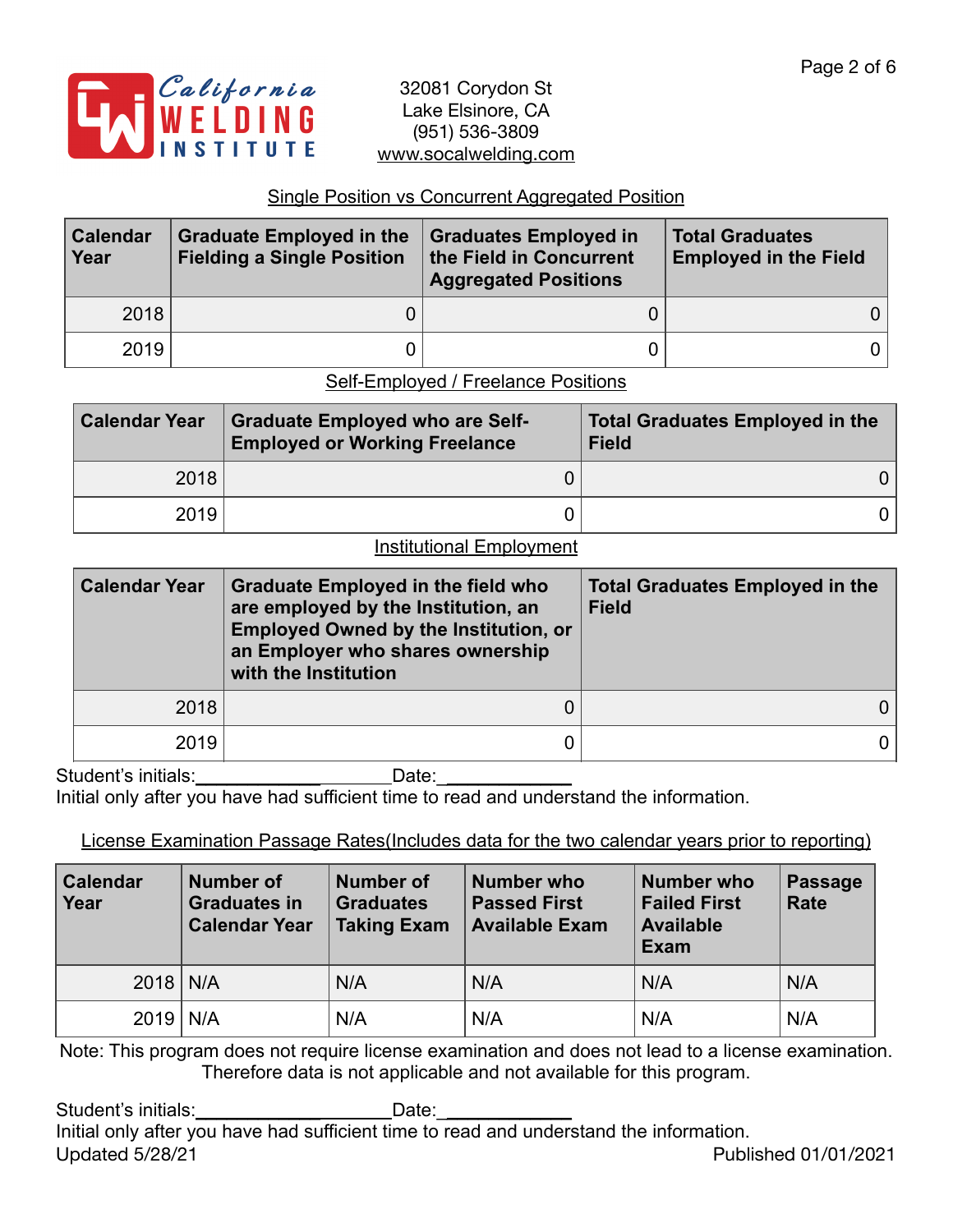California WELDING INSTITUTE

32081 Corydon St
Lake Elsinore, CA
(951) 536-3809
www.socalwelding.com

Single Position vs Concurrent Aggregated Position

| Calendar Year | Graduate Employed in the Fielding a Single Position | Graduates Employed in the Field in Concurrent Aggregated Positions | Total Graduates Employed in the Field |
|---|---|---|---|
| 2018 | 0 | 0 | 0 |
| 2019 | 0 | 0 | 0 |

Self-Employed / Freelance Positions

| Calendar Year | Graduate Employed who are Self-Employed or Working Freelance | Total Graduates Employed in the Field |
|---|---|---|
| 2018 | 0 | 0 |
| 2019 | 0 | 0 |

Institutional Employment

| Calendar Year | Graduate Employed in the field who are employed by the Institution, an Employed Owned by the Institution, or an Employer who shares ownership with the Institution | Total Graduates Employed in the Field |
|---|---|---|
| 2018 | 0 | 0 |
| 2019 | 0 | 0 |

Student's initials:____________________Date:____________

Initial only after you have had sufficient time to read and understand the information.

License Examination Passage Rates(Includes data for the two calendar years prior to reporting)

| Calendar Year | Number of Graduates in Calendar Year | Number of Graduates Taking Exam | Number who Passed First Available Exam | Number who Failed First Available Exam | Passage Rate |
|---|---|---|---|---|---|
| 2018 | N/A | N/A | N/A | N/A | N/A |
| 2019 | N/A | N/A | N/A | N/A | N/A |

Note: This program does not require license examination and does not lead to a license examination. Therefore data is not applicable and not available for this program.

Student's initials:____________________Date:____________

Initial only after you have had sufficient time to read and understand the information.

Updated 5/28/21 Published 01/01/2021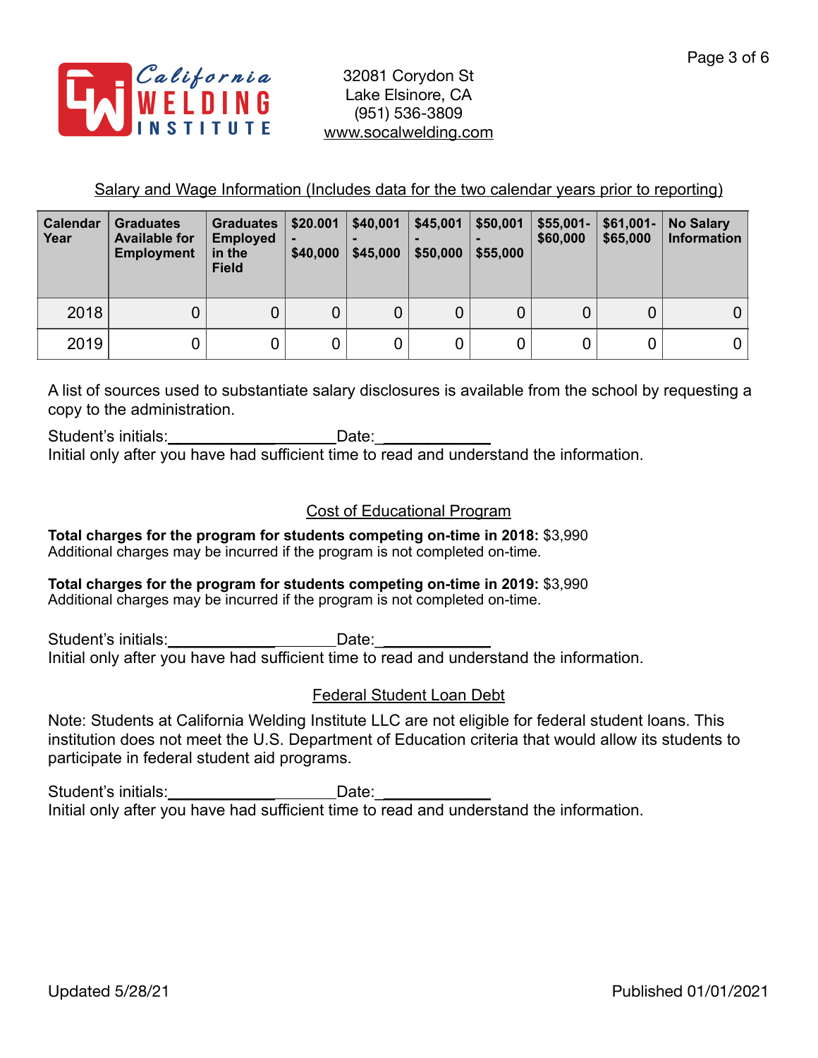California Welding Institute

32081 Corydon St
Lake Elsinore, CA
(951) 536-3809
www.socalwelding.com

## Salary and Wage Information (Includes data for the two calendar years prior to reporting)

| Calendar Year | Graduates Available for Employment | Graduates Employed in the Field | $20.001 - $40,000 | $40,001 - $45,000 | $45,001 - $50,000 | $50,001 - $55,000 | $55,001- $60,000 | $61,001- $65,000 | No Salary Information |
|---|---|---|---|---|---|---|---|---|---|
| 2018 | 0 | 0 | 0 | 0 | 0 | 0 | 0 | 0 | 0 |
| 2019 | 0 | 0 | 0 | 0 | 0 | 0 | 0 | 0 | 0 |

A list of sources used to substantiate salary disclosures is available from the school by requesting a copy to the administration.

Student's initials:____________________Date:_____________
Initial only after you have had sufficient time to read and understand the information.

## Cost of Educational Program

**Total charges for the program for students competing on-time in 2018:** $3,990
Additional charges may be incurred if the program is not completed on-time.

**Total charges for the program for students competing on-time in 2019:** $3,990
Additional charges may be incurred if the program is not completed on-time.

Student's initials:____________________Date:_____________
Initial only after you have had sufficient time to read and understand the information.

## Federal Student Loan Debt

Note: Students at California Welding Institute LLC are not eligible for federal student loans. This institution does not meet the U.S. Department of Education criteria that would allow its students to participate in federal student aid programs.

Student's initials:____________________Date:_____________
Initial only after you have had sufficient time to read and understand the information.

Updated 5/28/21

Published 01/01/2021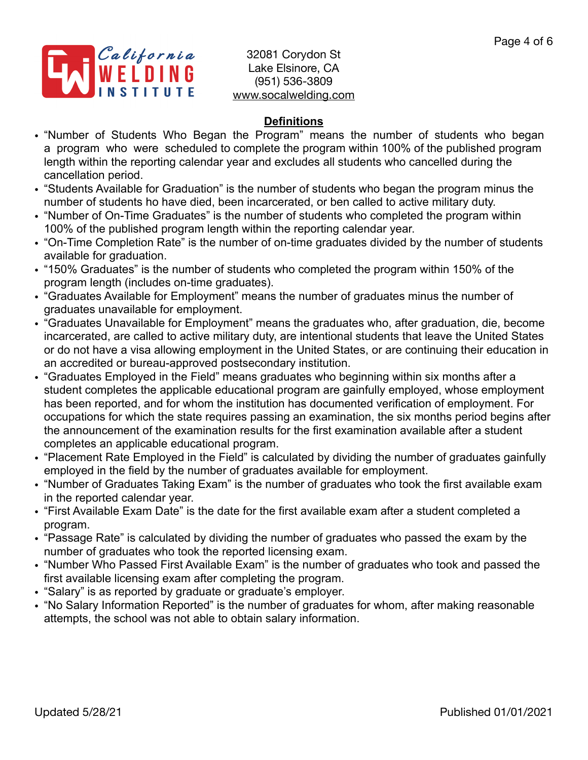California Welding Institute

32081 Corydon St
Lake Elsinore, CA
(951) 536-3809
www.socalwelding.com

## Definitions

- "Number of Students Who Began the Program" means the number of students who began a program who were scheduled to complete the program within 100% of the published program length within the reporting calendar year and excludes all students who cancelled during the cancellation period.
- "Students Available for Graduation" is the number of students who began the program minus the number of students ho have died, been incarcerated, or ben called to active military duty.
- "Number of On-Time Graduates" is the number of students who completed the program within 100% of the published program length within the reporting calendar year.
- "On-Time Completion Rate" is the number of on-time graduates divided by the number of students available for graduation.
- "150% Graduates" is the number of students who completed the program within 150% of the program length (includes on-time graduates).
- "Graduates Available for Employment" means the number of graduates minus the number of graduates unavailable for employment.
- "Graduates Unavailable for Employment" means the graduates who, after graduation, die, become incarcerated, are called to active military duty, are intentional students that leave the United States or do not have a visa allowing employment in the United States, or are continuing their education in an accredited or bureau-approved postsecondary institution.
- "Graduates Employed in the Field" means graduates who beginning within six months after a student completes the applicable educational program are gainfully employed, whose employment has been reported, and for whom the institution has documented verification of employment. For occupations for which the state requires passing an examination, the six months period begins after the announcement of the examination results for the first examination available after a student completes an applicable educational program.
- "Placement Rate Employed in the Field" is calculated by dividing the number of graduates gainfully employed in the field by the number of graduates available for employment.
- "Number of Graduates Taking Exam" is the number of graduates who took the first available exam in the reported calendar year.
- "First Available Exam Date" is the date for the first available exam after a student completed a program.
- "Passage Rate" is calculated by dividing the number of graduates who passed the exam by the number of graduates who took the reported licensing exam.
- "Number Who Passed First Available Exam" is the number of graduates who took and passed the first available licensing exam after completing the program.
- "Salary" is as reported by graduate or graduate's employer.
- "No Salary Information Reported" is the number of graduates for whom, after making reasonable attempts, the school was not able to obtain salary information.

Updated 5/28/21

Published 01/01/2021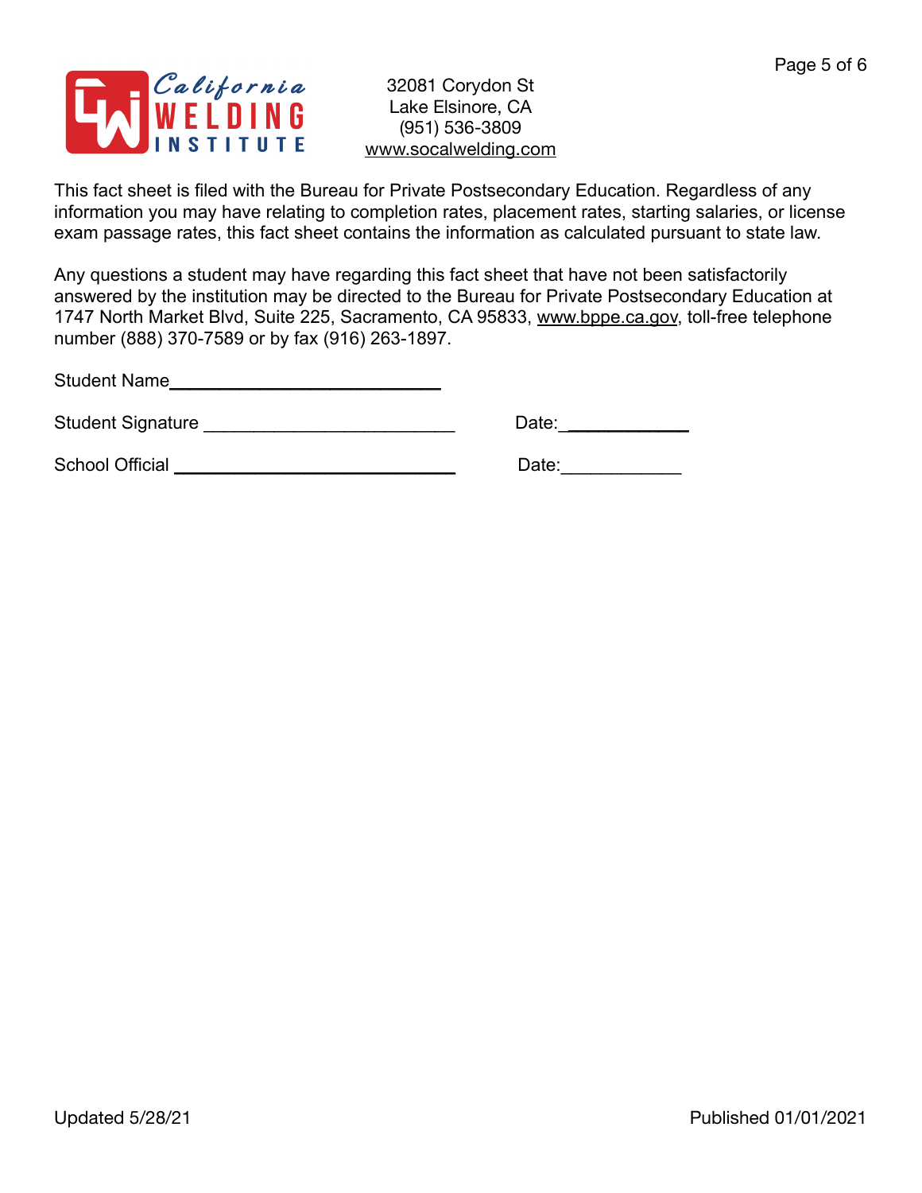California WELDING INSTITUTE

32081 Corydon St
Lake Elsinore, CA
(951) 536-3809
www.socalwelding.com

This fact sheet is filed with the Bureau for Private Postsecondary Education. Regardless of any information you may have relating to completion rates, placement rates, starting salaries, or license exam passage rates, this fact sheet contains the information as calculated pursuant to state law.

Any questions a student may have regarding this fact sheet that have not been satisfactorily answered by the institution may be directed to the Bureau for Private Postsecondary Education at 1747 North Market Blvd, Suite 225, Sacramento, CA 95833, www.bppe.ca.gov, toll-free telephone number (888) 370-7589 or by fax (916) 263-1897.

Student Name___________________________

Student Signature _________________________ Date:____________

School Official ____________________________ Date:____________

Updated 5/28/21 Published 01/01/2021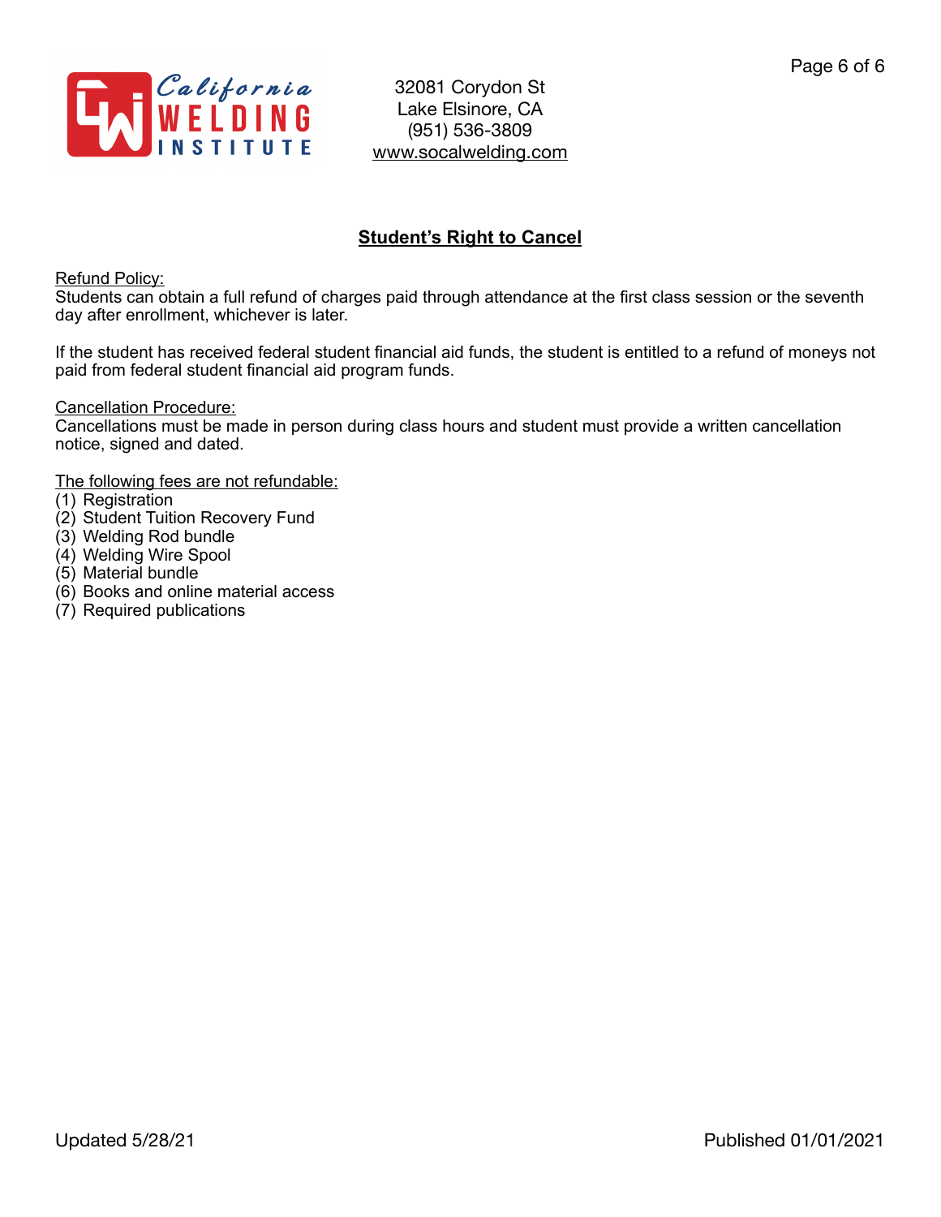32081 Corydon St
Lake Elsinore, CA
(951) 536-3809
www.socalwelding.com

## Student's Right to Cancel

Refund Policy:
Students can obtain a full refund of charges paid through attendance at the first class session or the seventh day after enrollment, whichever is later.

If the student has received federal student financial aid funds, the student is entitled to a refund of moneys not paid from federal student financial aid program funds.

Cancellation Procedure:
Cancellations must be made in person during class hours and student must provide a written cancellation notice, signed and dated.

The following fees are not refundable:

(1) Registration
(2) Student Tuition Recovery Fund
(3) Welding Rod bundle
(4) Welding Wire Spool
(5) Material bundle
(6) Books and online material access
(7) Required publications

Updated 5/28/21

Published 01/01/2021